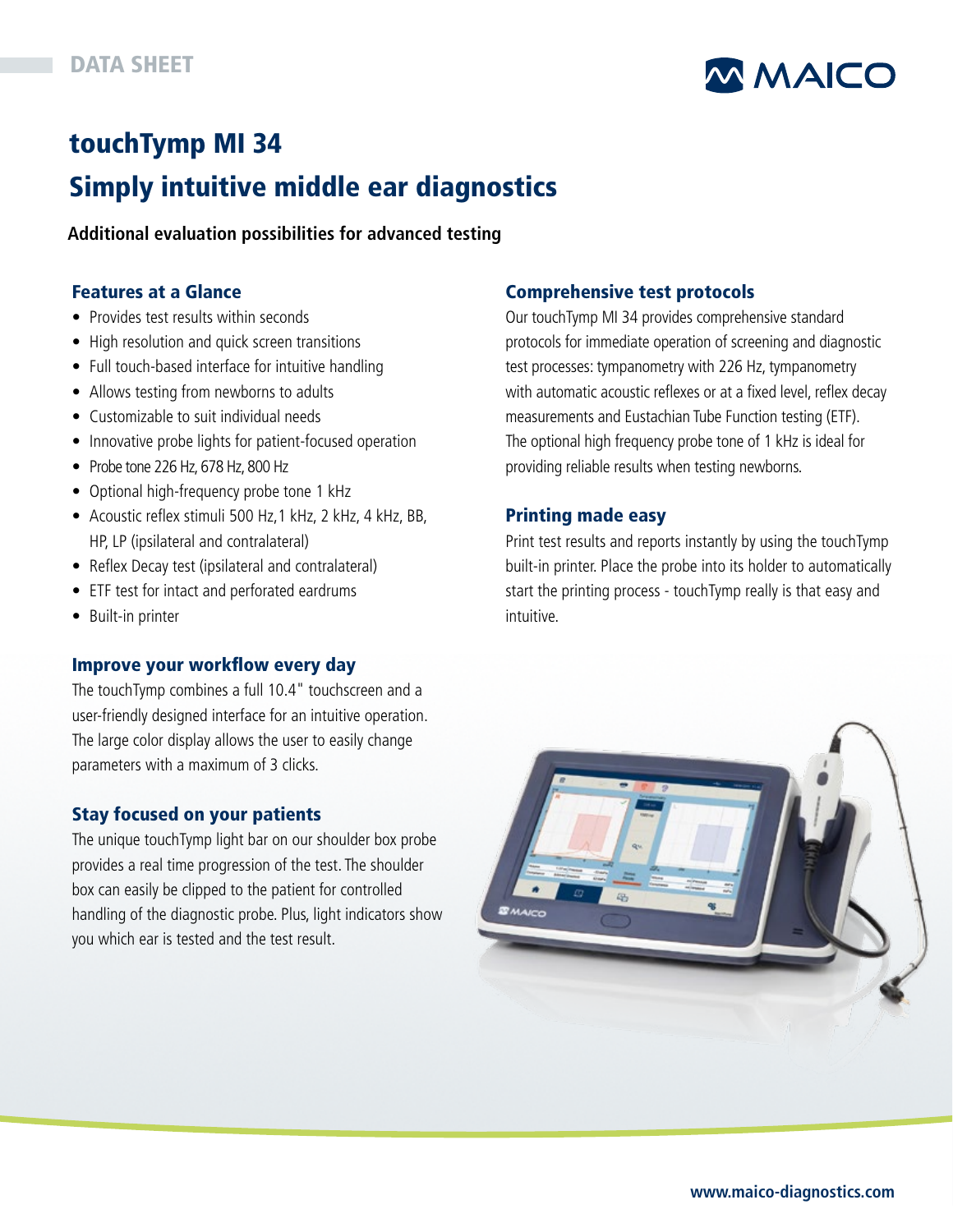DATA SHEET

# touchTymp MI 34
# Simply intuitive middle ear diagnostics

**Additional evaluation possibilities for advanced testing**

## Features at a Glance

- Provides test results within seconds
- High resolution and quick screen transitions
- Full touch-based interface for intuitive handling
- Allows testing from newborns to adults
- Customizable to suit individual needs
- Innovative probe lights for patient-focused operation
- Probe tone 226 Hz, 678 Hz, 800 Hz
- Optional high-frequency probe tone 1 kHz
- Acoustic reflex stimuli 500 Hz,1 kHz, 2 kHz, 4 kHz, BB, HP, LP (ipsilateral and contralateral)
- Reflex Decay test (ipsilateral and contralateral)
- ETF test for intact and perforated eardrums
- Built-in printer

## Improve your workflow every day

The touchTymp combines a full 10.4" touchscreen and a user-friendly designed interface for an intuitive operation. The large color display allows the user to easily change parameters with a maximum of 3 clicks.

## Stay focused on your patients

The unique touchTymp light bar on our shoulder box probe provides a real time progression of the test. The shoulder box can easily be clipped to the patient for controlled handling of the diagnostic probe. Plus, light indicators show you which ear is tested and the test result.

## Comprehensive test protocols

Our touchTymp MI 34 provides comprehensive standard protocols for immediate operation of screening and diagnostic test processes: tympanometry with 226 Hz, tympanometry with automatic acoustic reflexes or at a fixed level, reflex decay measurements and Eustachian Tube Function testing (ETF). The optional high frequency probe tone of 1 kHz is ideal for providing reliable results when testing newborns.

## Printing made easy

Print test results and reports instantly by using the touchTymp built-in printer. Place the probe into its holder to automatically start the printing process - touchTymp really is that easy and intuitive.

www.maico-diagnostics.com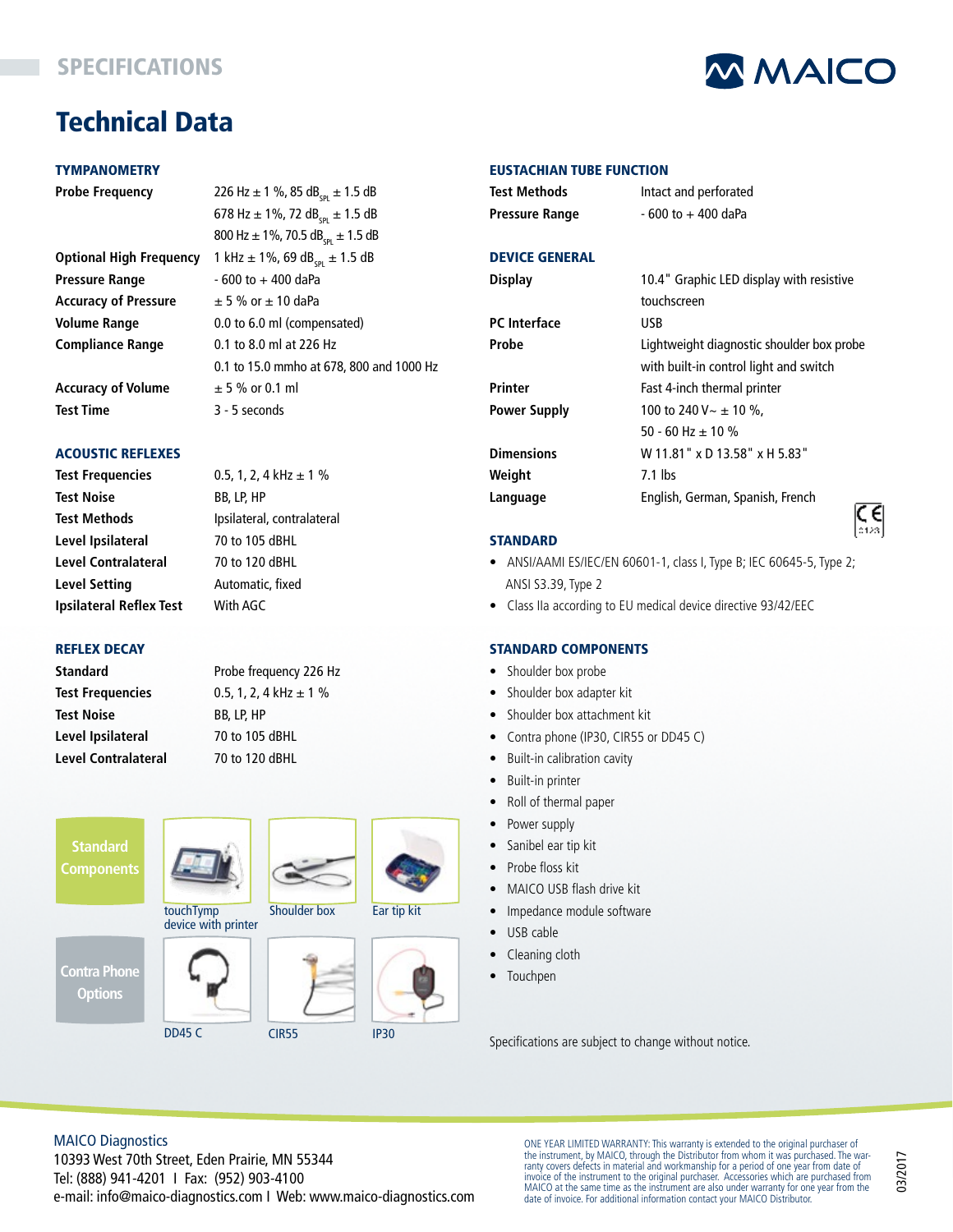# SPECIFICATIONS

## Technical Data

### TYMPANOMETRY

| | |
|---|---|
| **Probe Frequency** | 226 Hz ± 1 %, 85 $dB_{SPL}$ ± 1.5 dB |
| | 678 Hz ± 1%, 72 $dB_{SPL}$ ± 1.5 dB |
| | 800 Hz ± 1%, 70.5 $dB_{SPL}$ ± 1.5 dB |
| **Optional High Frequency** | 1 kHz ± 1%, 69 $dB_{SPL}$ ± 1.5 dB |
| **Pressure Range** | - 600 to + 400 daPa |
| **Accuracy of Pressure** | ± 5 % or ± 10 daPa |
| **Volume Range** | 0.0 to 6.0 ml (compensated) |
| **Compliance Range** | 0.1 to 8.0 ml at 226 Hz |
| | 0.1 to 15.0 mmho at 678, 800 and 1000 Hz |
| **Accuracy of Volume** | ± 5 % or 0.1 ml |
| **Test Time** | 3 - 5 seconds |

### ACOUSTIC REFLEXES

| | |
|---|---|
| **Test Frequencies** | 0.5, 1, 2, 4 kHz ± 1 % |
| **Test Noise** | BB, LP, HP |
| **Test Methods** | Ipsilateral, contralateral |
| **Level Ipsilateral** | 70 to 105 dBHL |
| **Level Contralateral** | 70 to 120 dBHL |
| **Level Setting** | Automatic, fixed |
| **Ipsilateral Reflex Test** | With AGC |

### REFLEX DECAY

| | |
|---|---|
| **Standard** | Probe frequency 226 Hz |
| **Test Frequencies** | 0.5, 1, 2, 4 kHz ± 1 % |
| **Test Noise** | BB, LP, HP |
| **Level Ipsilateral** | 70 to 105 dBHL |
| **Level Contralateral** | 70 to 120 dBHL |

Standard Components

touchTymp device with printer

Shoulder box

Ear tip kit

Contra Phone Options

DD45 C

CIR55

IP30

### EUSTACHIAN TUBE FUNCTION

| | |
|---|---|
| **Test Methods** | Intact and perforated |
| **Pressure Range** | - 600 to + 400 daPa |

### DEVICE GENERAL

| | |
|---|---|
| **Display** | 10.4" Graphic LED display with resistive touchscreen |
| **PC Interface** | USB |
| **Probe** | Lightweight diagnostic shoulder box probe with built-in control light and switch |
| **Printer** | Fast 4-inch thermal printer |
| **Power Supply** | 100 to 240 V~ ± 10 %, 50 - 60 Hz ± 10 % |
| **Dimensions** | W 11.81" x D 13.58" x H 5.83" |
| **Weight** | 7.1 lbs |
| **Language** | English, German, Spanish, French |

### STANDARD

- ANSI/AAMI ES/IEC/EN 60601-1, class I, Type B; IEC 60645-5, Type 2; ANSI S3.39, Type 2
- Class IIa according to EU medical device directive 93/42/EEC

### STANDARD COMPONENTS

- Shoulder box probe
- Shoulder box adapter kit
- Shoulder box attachment kit
- Contra phone (IP30, CIR55 or DD45 C)
- Built-in calibration cavity
- Built-in printer
- Roll of thermal paper
- Power supply
- Sanibel ear tip kit
- Probe floss kit
- MAICO USB flash drive kit
- Impedance module software
- USB cable
- Cleaning cloth
- Touchpen

Specifications are subject to change without notice.

MAICO Diagnostics
10393 West 70th Street, Eden Prairie, MN 55344
Tel: (888) 941-4201 I Fax: (952) 903-4100
e-mail: info@maico-diagnostics.com I Web: www.maico-diagnostics.com

ONE YEAR LIMITED WARRANTY: This warranty is extended to the original purchaser of the instrument, by MAICO, through the Distributor from whom it was purchased. The warranty covers defects in material and workmanship for a period of one year from date of invoice of the instrument to the original purchaser. Accessories which are purchased from MAICO at the same time as the instrument are also under warranty for one year from the date of invoice. For additional information contact your MAICO Distributor.

03/2017